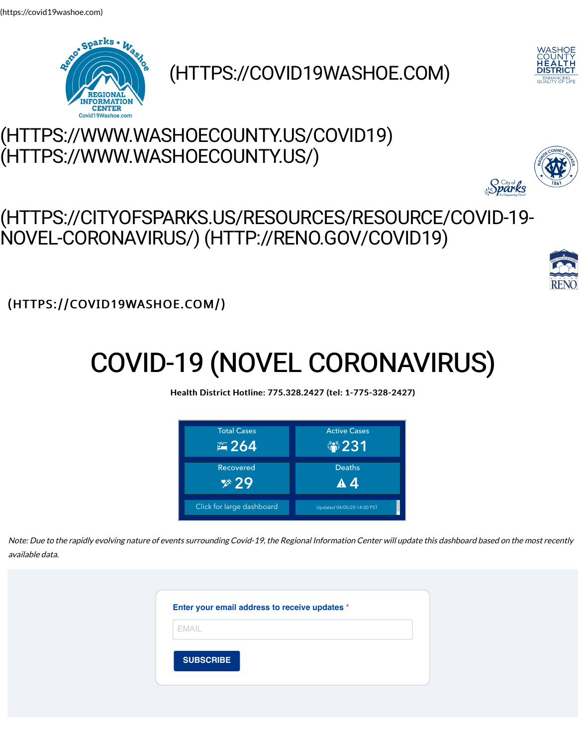(https://covid19washoe.com)

(HTTPS://COVID19WASHOE.COM)

(HTTPS://WWW.WASHOECOUNTY.US/COVID19)
(HTTPS://WWW.WASHOECOUNTY.US/)

(HTTPS://CITYOFSPARKS.US/RESOURCES/RESOURCE/COVID-19-NOVEL-CORONAVIRUS/) (HTTP://RENO.GOV/COVID19)

(HTTPS://COVID19WASHOE.COM/)

# COVID-19 (NOVEL CORONAVIRUS)

**Health District Hotline: 775.328.2427 (tel: 1-775-328-2427)**

| Total Cases | Active Cases |
| --- | --- |
| 264 | 231 |
| **Recovered** | **Deaths** |
| 29 | 4 |
| Click for large dashboard | Updated 04/05/20 14:00 PST |

*Note: Due to the rapidly evolving nature of events surrounding Covid-19, the Regional Information Center will update this dashboard based on the most recently available data.*

**Enter your email address to receive updates** *

EMAIL

SUBSCRIBE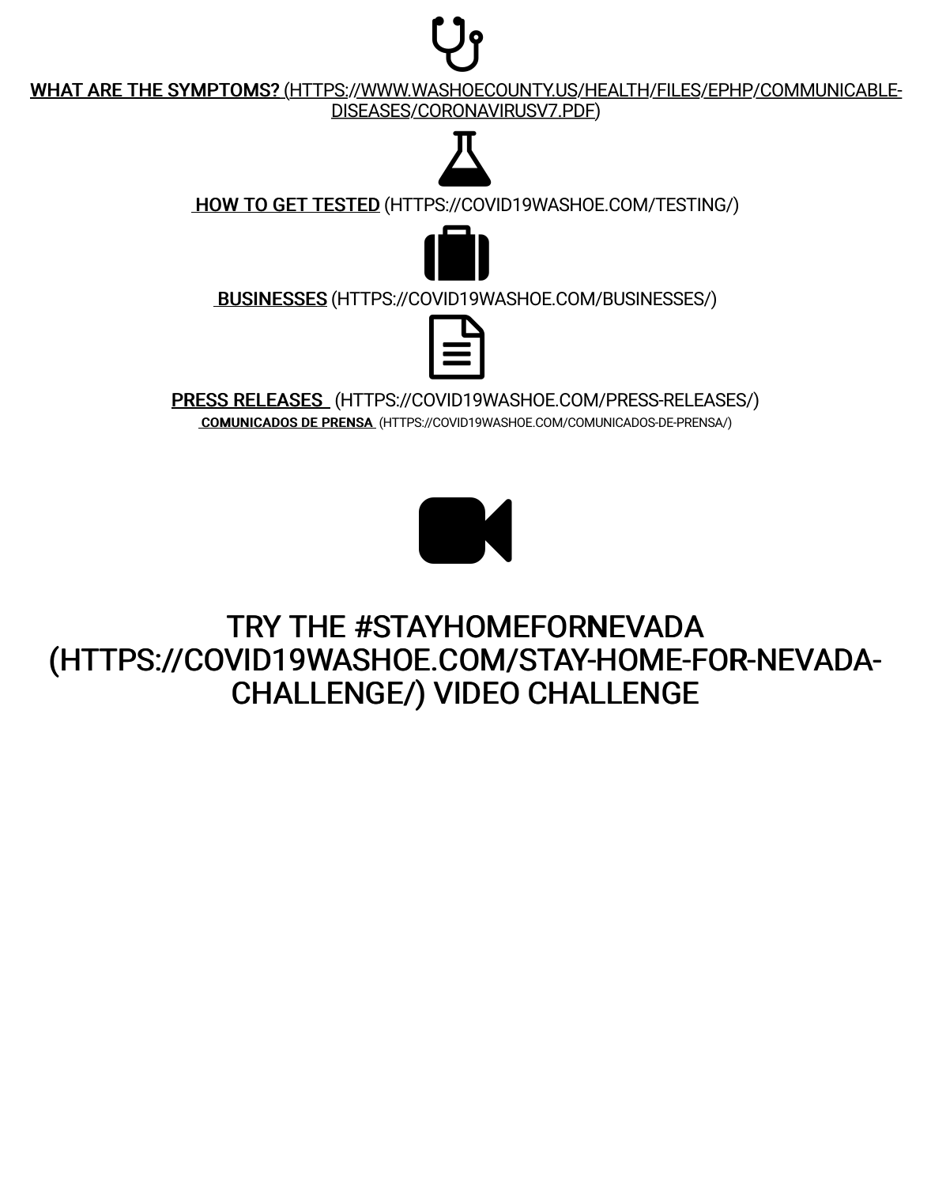**WHAT ARE THE SYMPTOMS?** (HTTPS://WWW.WASHOECOUNTY.US/HEALTH/FILES/EPHP/COMMUNICABLE-DISEASES/CORONAVIRUSV7.PDF)

**HOW TO GET TESTED** (HTTPS://COVID19WASHOE.COM/TESTING/)

**BUSINESSES** (HTTPS://COVID19WASHOE.COM/BUSINESSES/)

**PRESS RELEASES** (HTTPS://COVID19WASHOE.COM/PRESS-RELEASES/)

**COMUNICADOS DE PRENSA** (HTTPS://COVID19WASHOE.COM/COMUNICADOS-DE-PRENSA/)

## TRY THE #STAYHOMEFORNEVADA (HTTPS://COVID19WASHOE.COM/STAY-HOME-FOR-NEVADA-CHALLENGE/) VIDEO CHALLENGE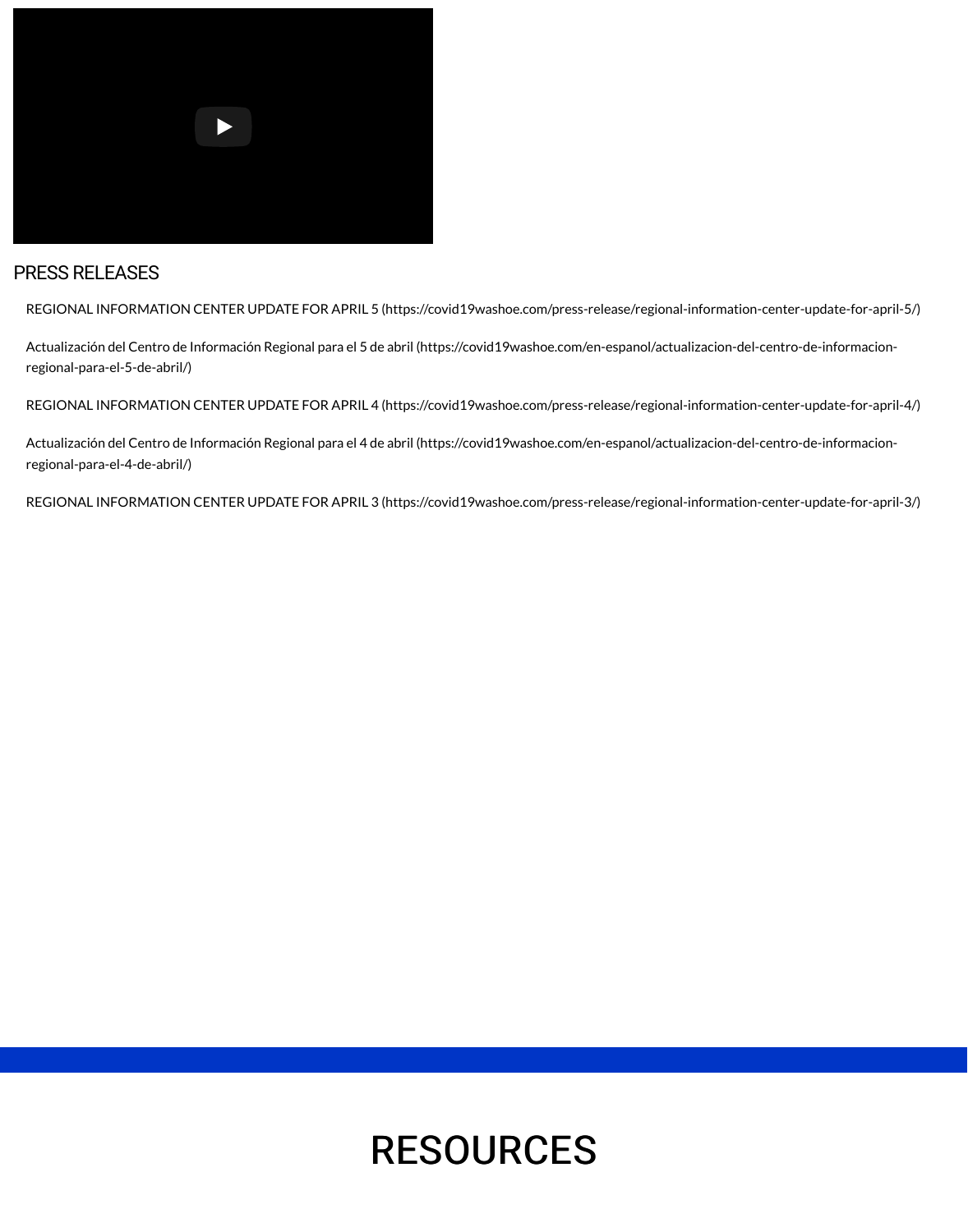## PRESS RELEASES

- REGIONAL INFORMATION CENTER UPDATE FOR APRIL 5 (https://covid19washoe.com/press-release/regional-information-center-update-for-april-5/)
- Actualización del Centro de Información Regional para el 5 de abril (https://covid19washoe.com/en-espanol/actualizacion-del-centro-de-informacion-regional-para-el-5-de-abril/)
- REGIONAL INFORMATION CENTER UPDATE FOR APRIL 4 (https://covid19washoe.com/press-release/regional-information-center-update-for-april-4/)
- Actualización del Centro de Información Regional para el 4 de abril (https://covid19washoe.com/en-espanol/actualizacion-del-centro-de-informacion-regional-para-el-4-de-abril/)
- REGIONAL INFORMATION CENTER UPDATE FOR APRIL 3 (https://covid19washoe.com/press-release/regional-information-center-update-for-april-3/)

# RESOURCES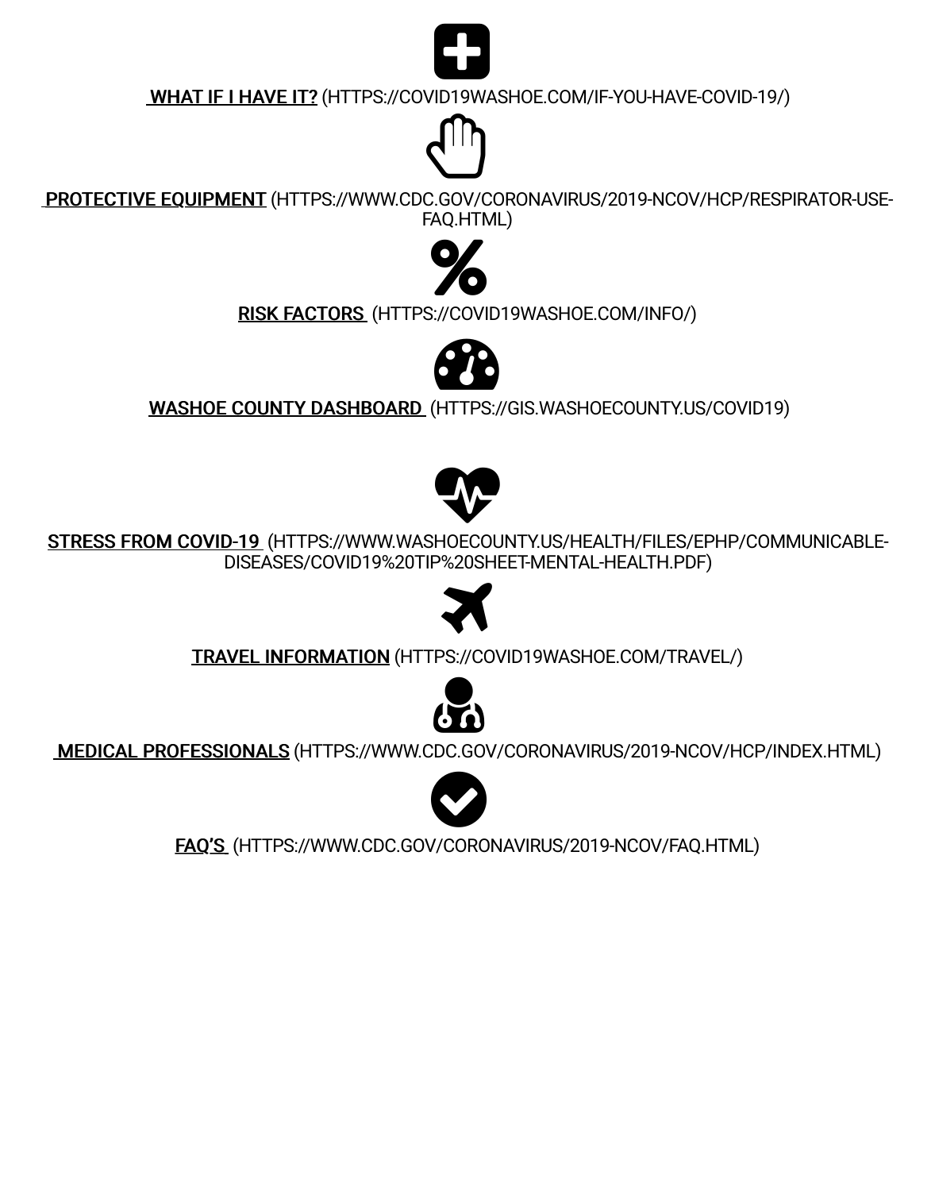**WHAT IF I HAVE IT?** (HTTPS://COVID19WASHOE.COM/IF-YOU-HAVE-COVID-19/)

**PROTECTIVE EQUIPMENT** (HTTPS://WWW.CDC.GOV/CORONAVIRUS/2019-NCOV/HCP/RESPIRATOR-USE-FAQ.HTML)

**RISK FACTORS** (HTTPS://COVID19WASHOE.COM/INFO/)

**WASHOE COUNTY DASHBOARD** (HTTPS://GIS.WASHOECOUNTY.US/COVID19)

**STRESS FROM COVID-19** (HTTPS://WWW.WASHOECOUNTY.US/HEALTH/FILES/EPHP/COMMUNICABLE-DISEASES/COVID19%20TIP%20SHEET-MENTAL-HEALTH.PDF)

**TRAVEL INFORMATION** (HTTPS://COVID19WASHOE.COM/TRAVEL/)

**MEDICAL PROFESSIONALS** (HTTPS://WWW.CDC.GOV/CORONAVIRUS/2019-NCOV/HCP/INDEX.HTML)

**FAQ'S** (HTTPS://WWW.CDC.GOV/CORONAVIRUS/2019-NCOV/FAQ.HTML)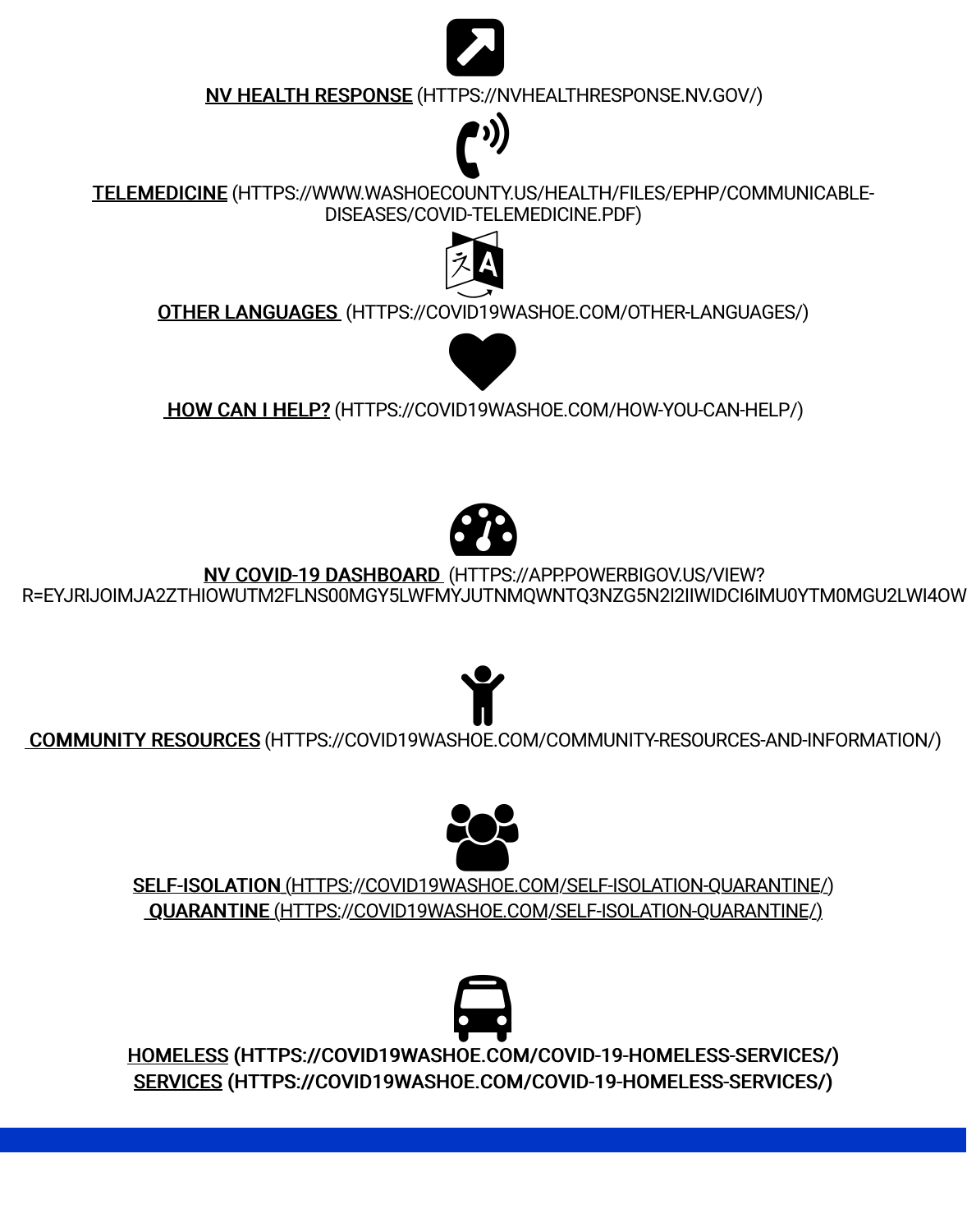**NV HEALTH RESPONSE** (HTTPS://NVHEALTHRESPONSE.NV.GOV/)

**TELEMEDICINE** (HTTPS://WWW.WASHOECOUNTY.US/HEALTH/FILES/EPHP/COMMUNICABLE-DISEASES/COVID-TELEMEDICINE.PDF)

**OTHER LANGUAGES** (HTTPS://COVID19WASHOE.COM/OTHER-LANGUAGES/)

**HOW CAN I HELP?** (HTTPS://COVID19WASHOE.COM/HOW-YOU-CAN-HELP/)

**NV COVID-19 DASHBOARD** (HTTPS://APP.POWERBIGOV.US/VIEW?R=EYJRIJOIMJA2ZTHIOWUTM2FLNS00MGY5LWFMYJUTNMQWNTQ3NZG5N2I2IIWIDCI6IMU0YTM0MGU2LWI4OW

**COMMUNITY RESOURCES** (HTTPS://COVID19WASHOE.COM/COMMUNITY-RESOURCES-AND-INFORMATION/)

**SELF-ISOLATION** (HTTPS://COVID19WASHOE.COM/SELF-ISOLATION-QUARANTINE/)
**QUARANTINE** (HTTPS://COVID19WASHOE.COM/SELF-ISOLATION-QUARANTINE/)

**HOMELESS** **(HTTPS://COVID19WASHOE.COM/COVID-19-HOMELESS-SERVICES/)**
**SERVICES** **(HTTPS://COVID19WASHOE.COM/COVID-19-HOMELESS-SERVICES/)**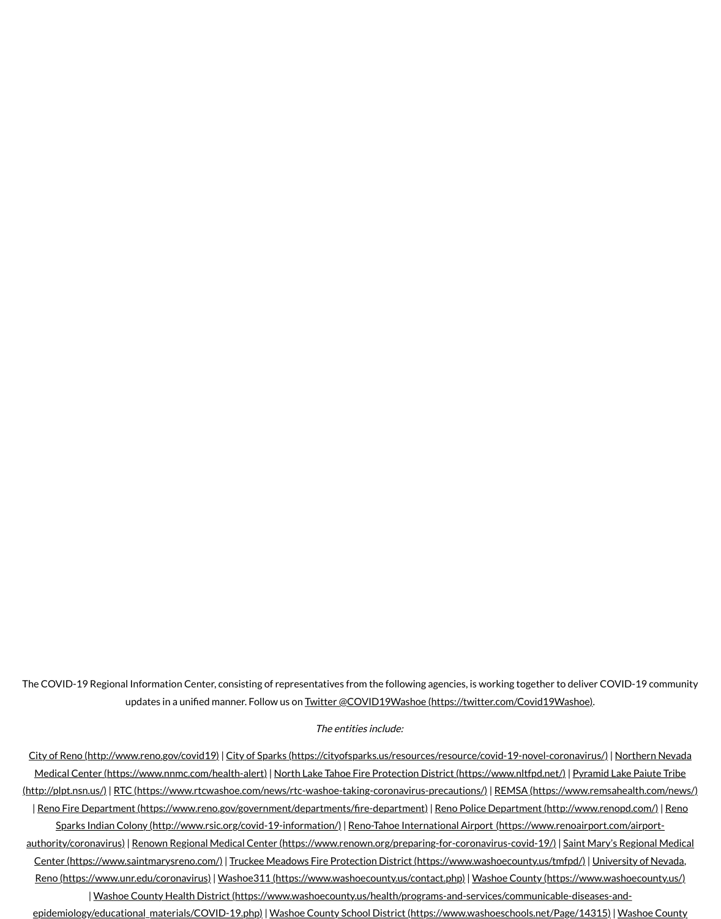The COVID-19 Regional Information Center, consisting of representatives from the following agencies, is working together to deliver COVID-19 community updates in a unified manner. Follow us on Twitter @COVID19Washoe (https://twitter.com/Covid19Washoe).

*The entities include:*

City of Reno (http://www.reno.gov/covid19) | City of Sparks (https://cityofsparks.us/resources/resource/covid-19-novel-coronavirus/) | Northern Nevada Medical Center (https://www.nnmc.com/health-alert) | North Lake Tahoe Fire Protection District (https://www.nltfpd.net/) | Pyramid Lake Paiute Tribe (http://plpt.nsn.us/) | RTC (https://www.rtcwashoe.com/news/rtc-washoe-taking-coronavirus-precautions/) | REMSA (https://www.remsahealth.com/news/) | Reno Fire Department (https://www.reno.gov/government/departments/fire-department) | Reno Police Department (http://www.renopd.com/) | Reno Sparks Indian Colony (http://www.rsic.org/covid-19-information/) | Reno-Tahoe International Airport (https://www.renoairport.com/airport-authority/coronavirus) | Renown Regional Medical Center (https://www.renown.org/preparing-for-coronavirus-covid-19/) | Saint Mary's Regional Medical Center (https://www.saintmarysreno.com/) | Truckee Meadows Fire Protection District (https://www.washoecounty.us/tmfpd/) | University of Nevada, Reno (https://www.unr.edu/coronavirus) | Washoe311 (https://www.washoecounty.us/contact.php) | Washoe County (https://www.washoecounty.us/) | Washoe County Health District (https://www.washoecounty.us/health/programs-and-services/communicable-diseases-and-epidemiology/educational_materials/COVID-19.php) | Washoe County School District (https://www.washoeschools.net/Page/14315) | Washoe County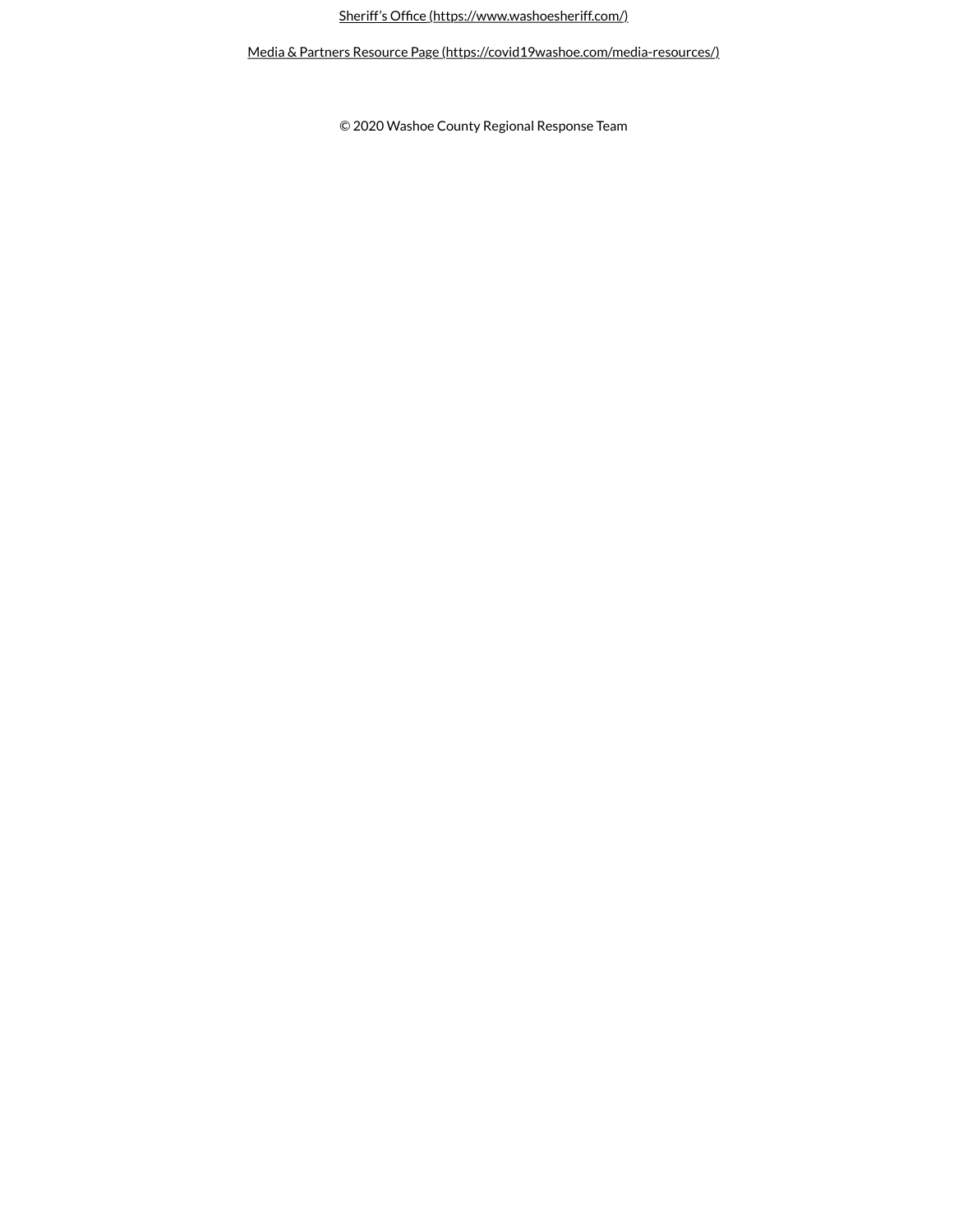[Sheriff’s Office (https://www.washoesheriff.com/)](https://www.washoesheriff.com/)

[Media & Partners Resource Page (https://covid19washoe.com/media-resources/)](https://covid19washoe.com/media-resources/)

© 2020 Washoe County Regional Response Team